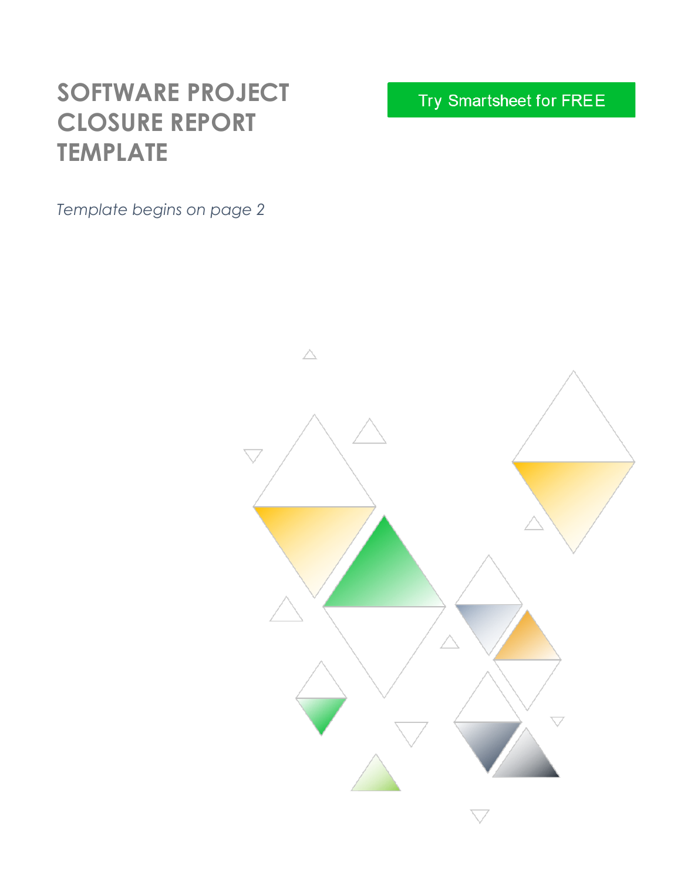# SOFTWARE PROJECT CLOSURE REPORT TEMPLATE

Try Smartsheet for FREE

*Template begins on page 2*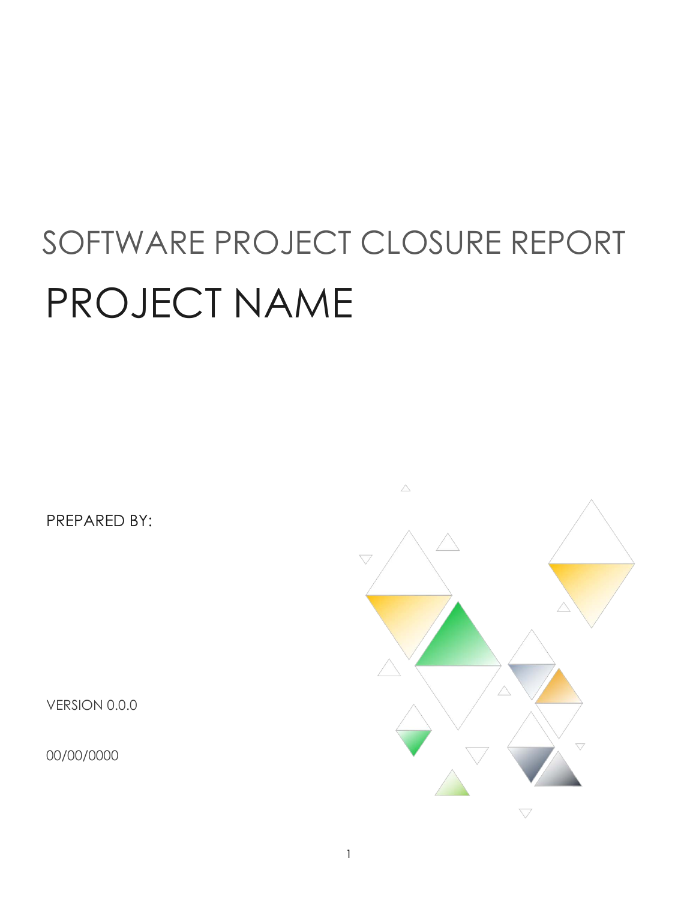# SOFTWARE PROJECT CLOSURE REPORT

# PROJECT NAME

PREPARED BY:

VERSION 0.0.0

00/00/0000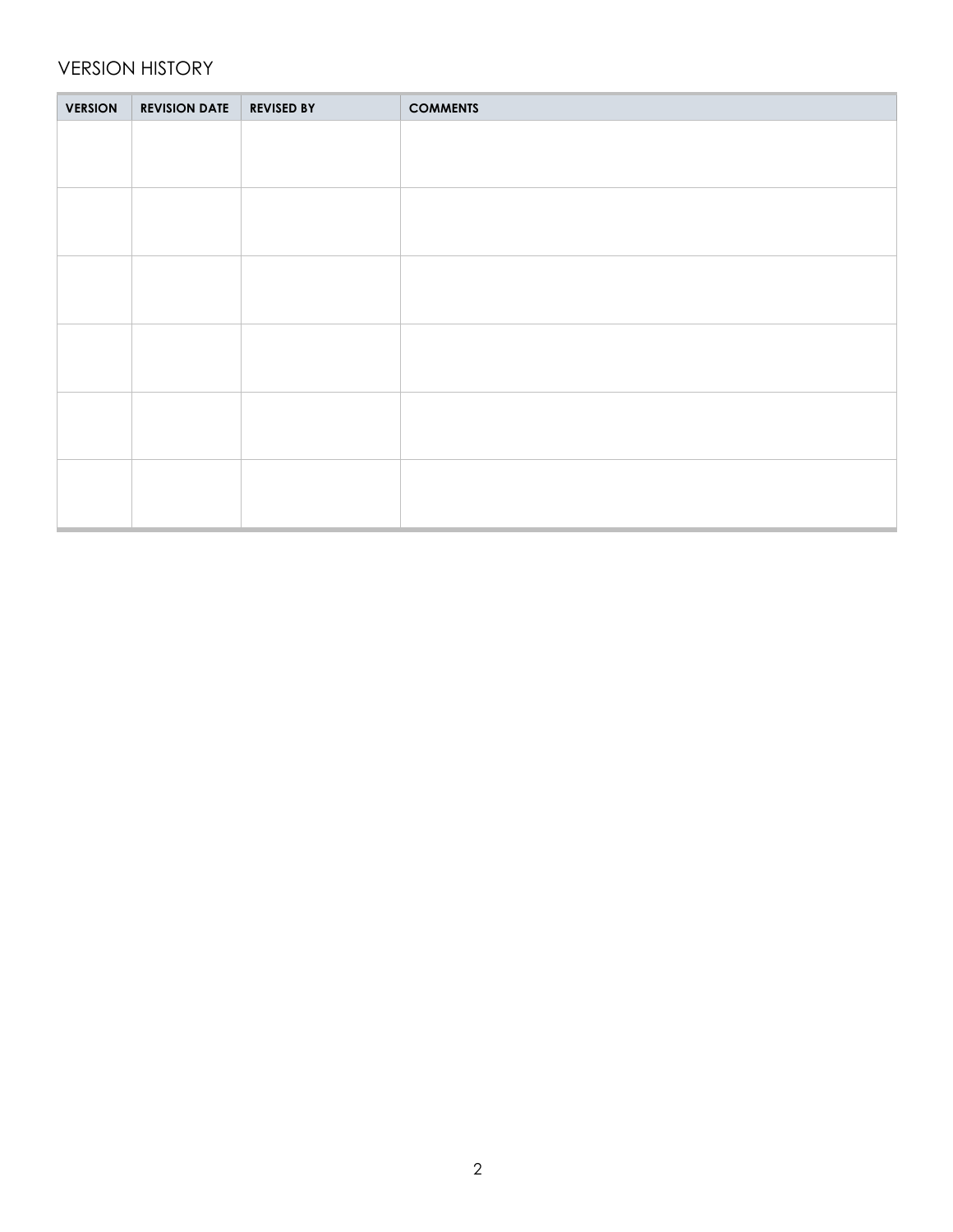## VERSION HISTORY

| VERSION | REVISION DATE | REVISED BY | COMMENTS |
|---|---|---|---|
| | | | |
| | | | |
| | | | |
| | | | |
| | | | |
| | | | |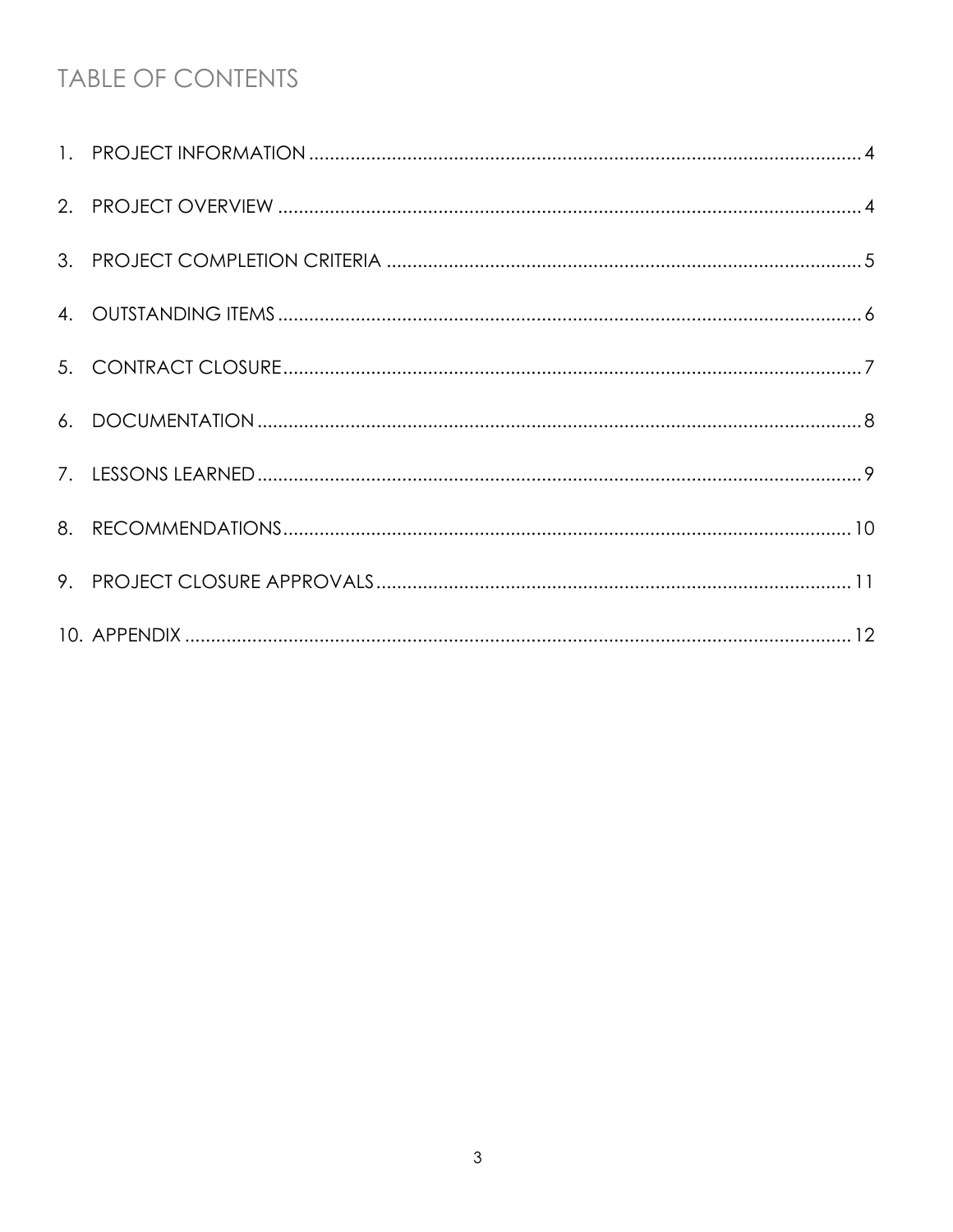# TABLE OF CONTENTS

1. PROJECT INFORMATION ........................................................................ 4
2. PROJECT OVERVIEW ........................................................................... 4
3. PROJECT COMPLETION CRITERIA ......................................................... 5
4. OUTSTANDING ITEMS ........................................................................... 6
5. CONTRACT CLOSURE ........................................................................... 7
6. DOCUMENTATION ............................................................................... 8
7. LESSONS LEARNED ............................................................................... 9
8. RECOMMENDATIONS .......................................................................... 10
9. PROJECT CLOSURE APPROVALS .......................................................... 11
10. APPENDIX ........................................................................................ 12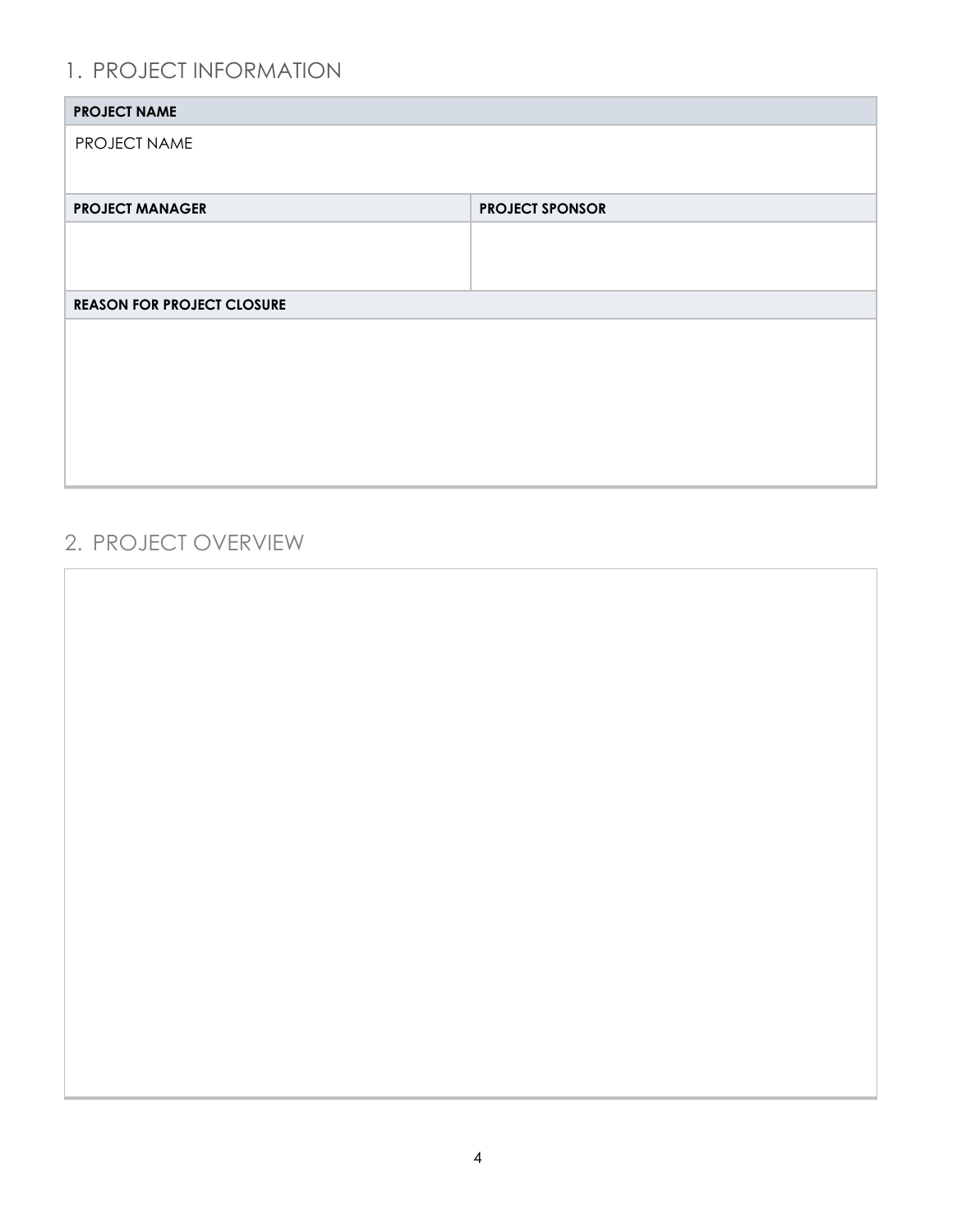## 1. PROJECT INFORMATION

| PROJECT NAME | |
|---|---|
| PROJECT NAME | |
| **PROJECT MANAGER** | **PROJECT SPONSOR** |
| | |
| **REASON FOR PROJECT CLOSURE** | |
| | |

## 2. PROJECT OVERVIEW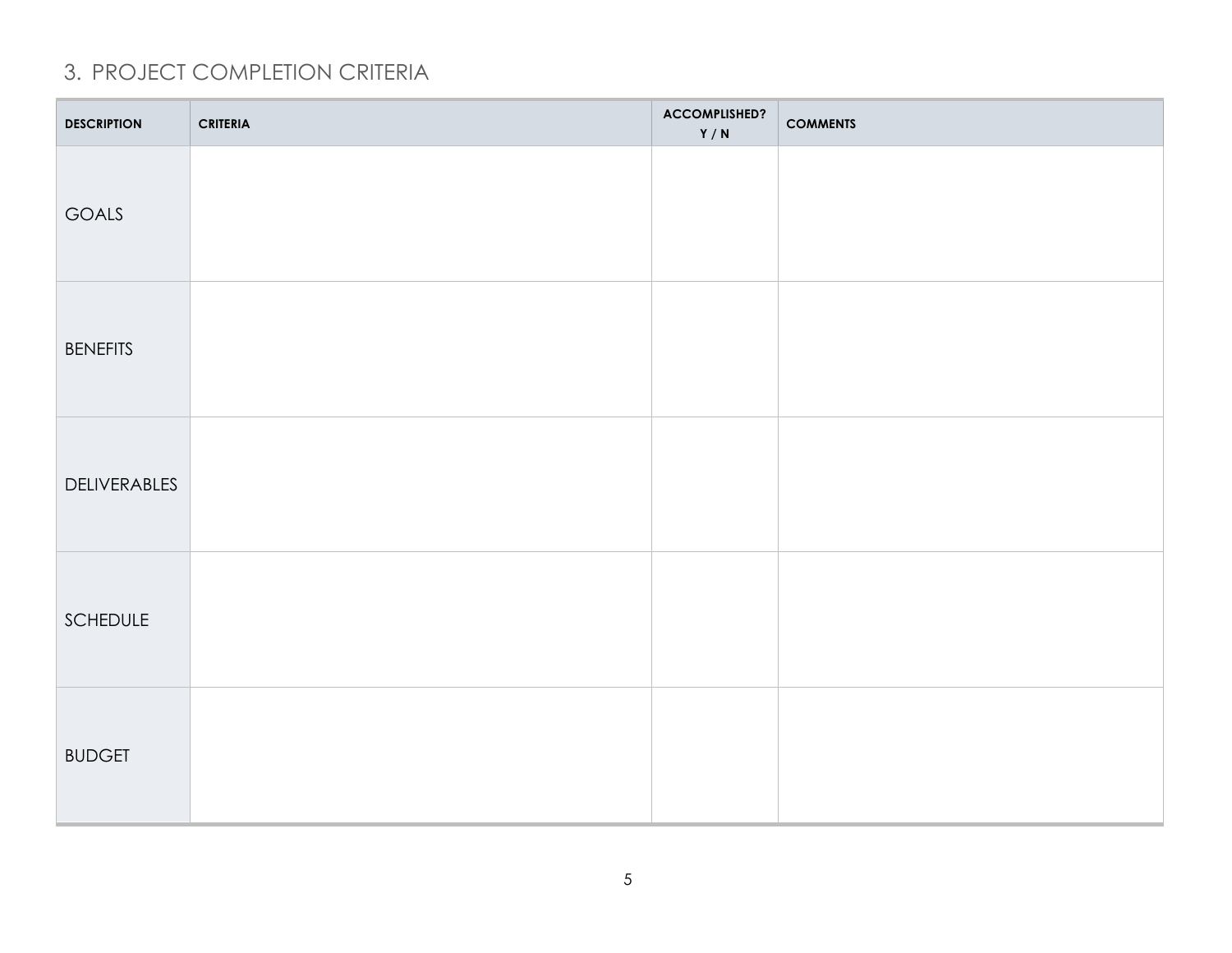## 3. PROJECT COMPLETION CRITERIA

| DESCRIPTION | CRITERIA | ACCOMPLISHED? Y / N | COMMENTS |
| --- | --- | --- | --- |
| GOALS | | | |
| BENEFITS | | | |
| DELIVERABLES | | | |
| SCHEDULE | | | |
| BUDGET | | | |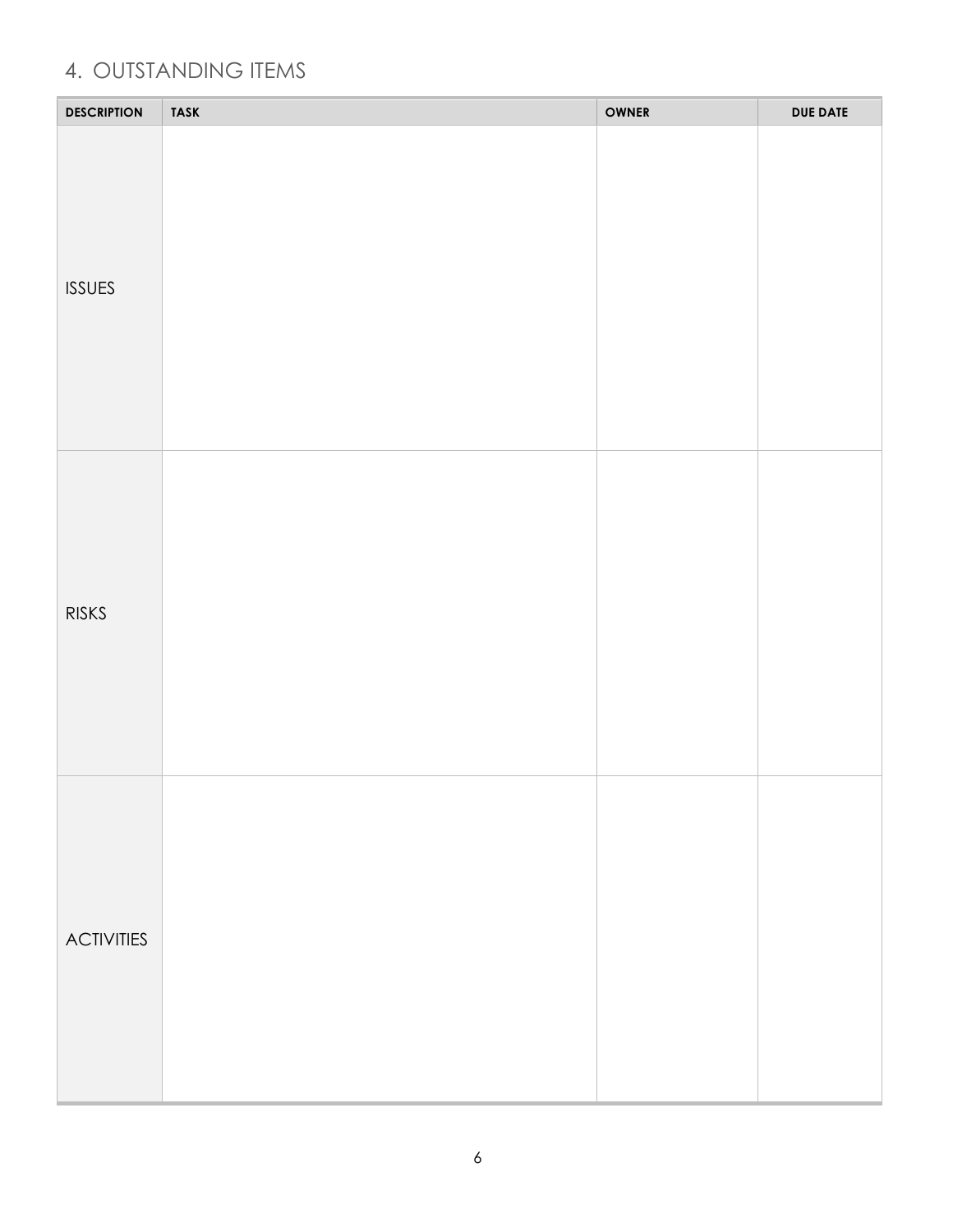## 4. OUTSTANDING ITEMS

| DESCRIPTION | TASK | OWNER | DUE DATE |
|---|---|---|---|
| ISSUES | | | |
| RISKS | | | |
| ACTIVITIES | | | |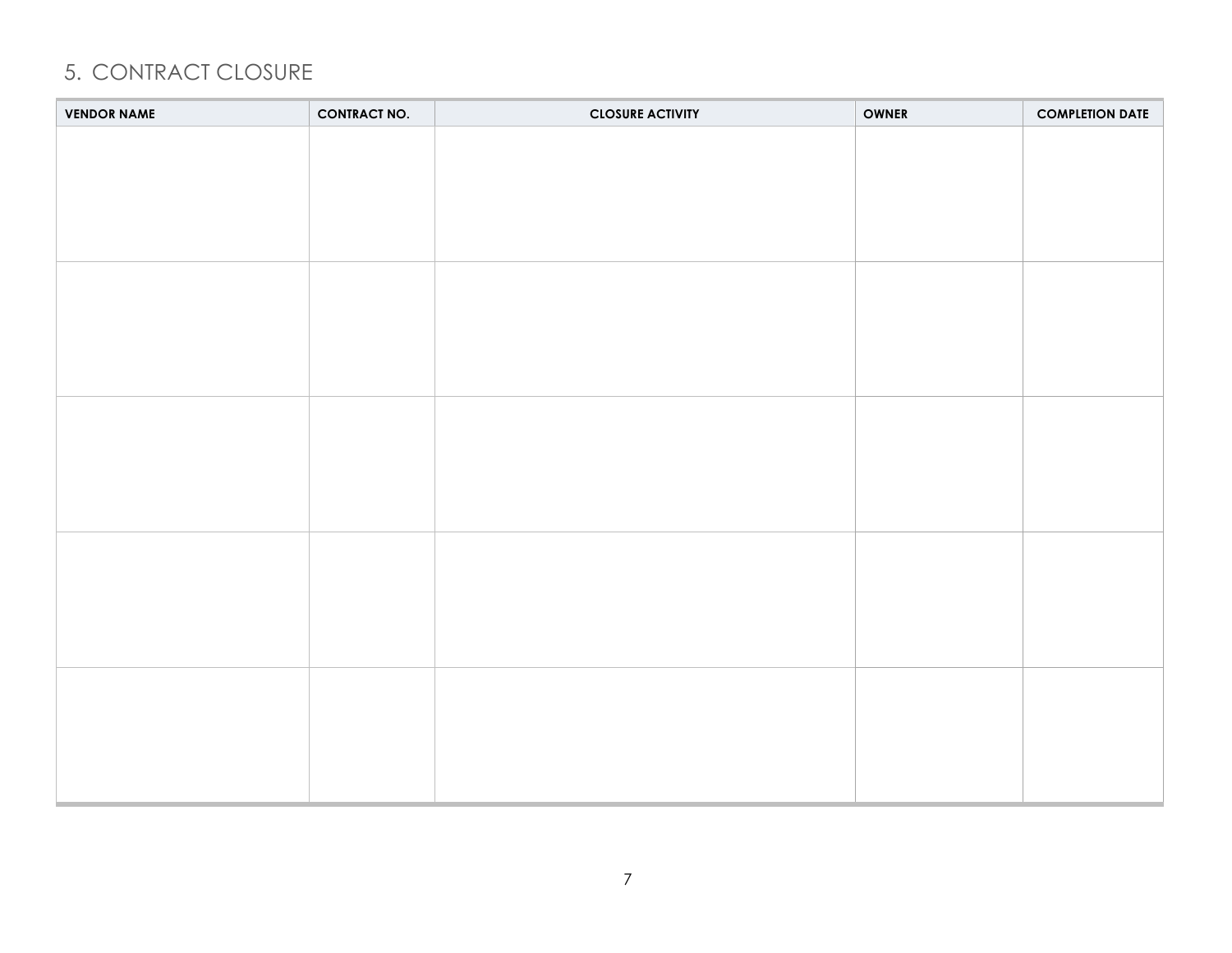## 5. CONTRACT CLOSURE

| VENDOR NAME | CONTRACT NO. | CLOSURE ACTIVITY | OWNER | COMPLETION DATE |
| --- | --- | --- | --- | --- |
| | | | | |
| | | | | |
| | | | | |
| | | | | |
| | | | | |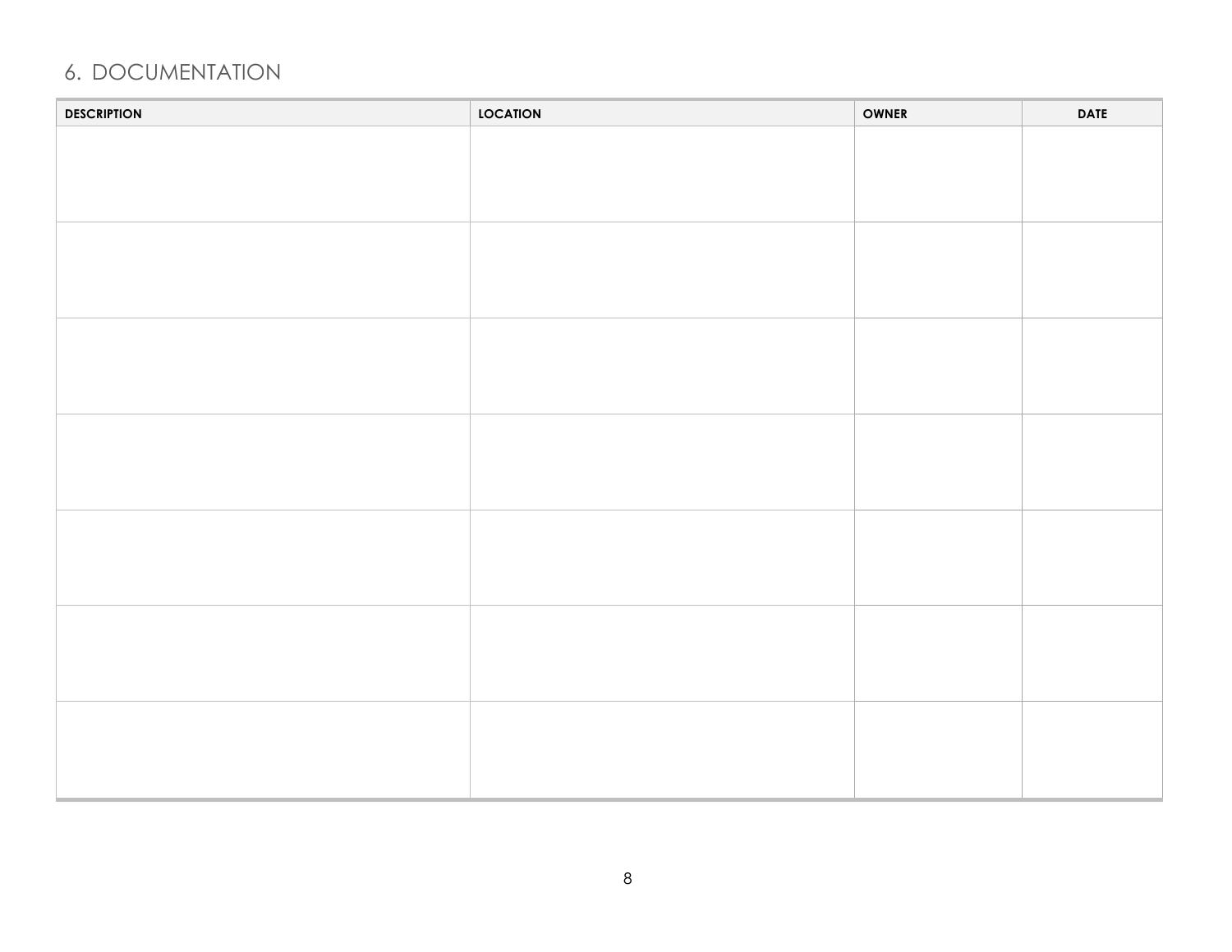## 6. DOCUMENTATION

| DESCRIPTION | LOCATION | OWNER | DATE |
|---|---|---|---|
| | | | |
| | | | |
| | | | |
| | | | |
| | | | |
| | | | |
| | | | |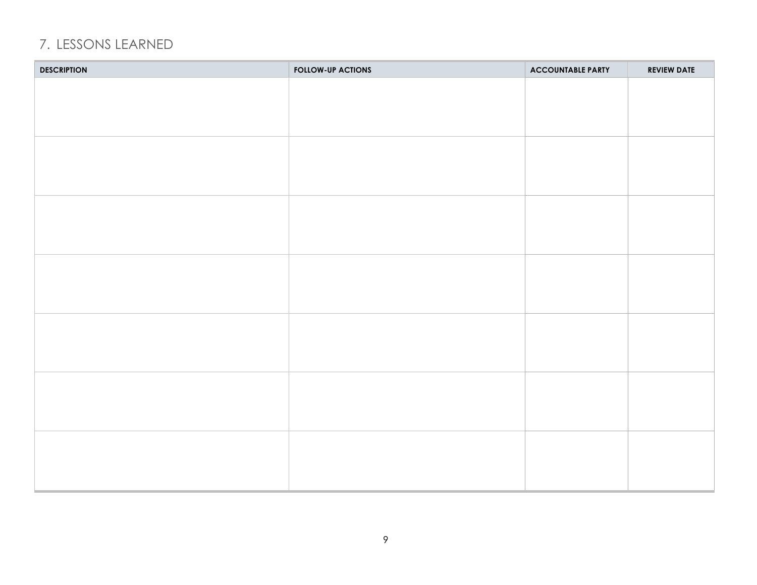## 7. LESSONS LEARNED

| DESCRIPTION | FOLLOW-UP ACTIONS | ACCOUNTABLE PARTY | REVIEW DATE |
| --- | --- | --- | --- |
| | | | |
| | | | |
| | | | |
| | | | |
| | | | |
| | | | |
| | | | |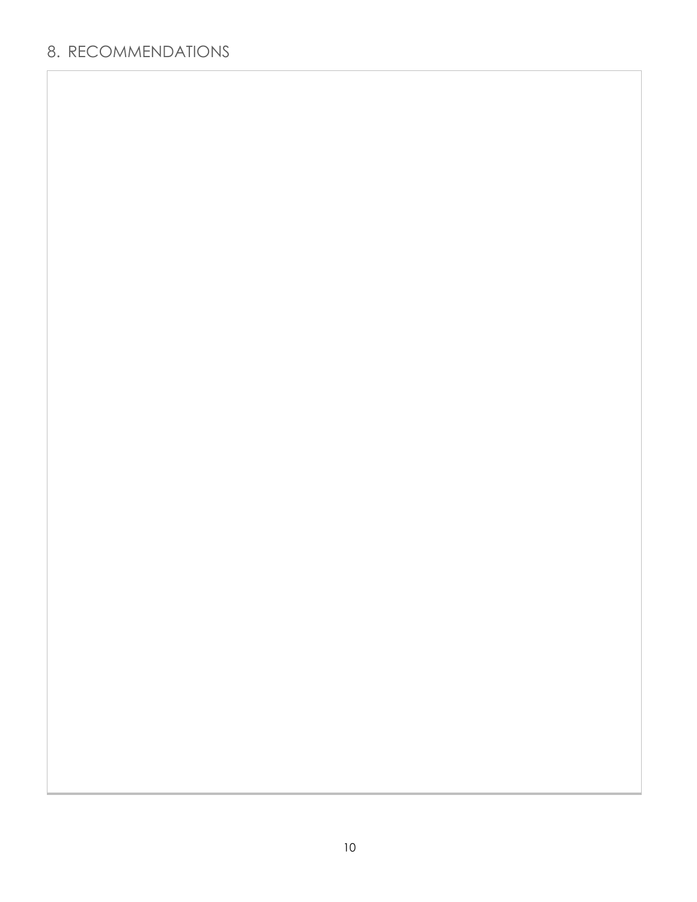## 8. RECOMMENDATIONS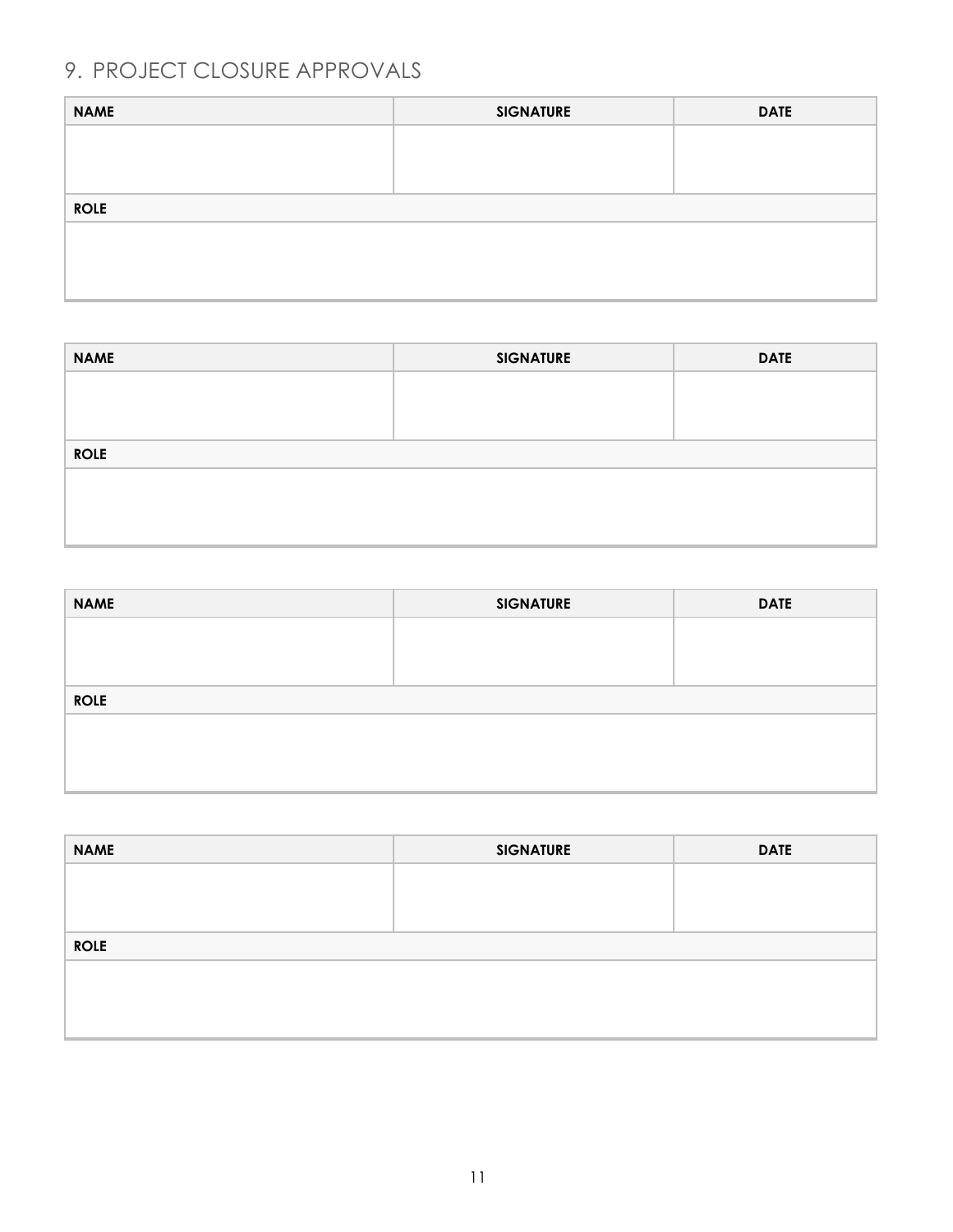## 9. PROJECT CLOSURE APPROVALS

| NAME | SIGNATURE | DATE |
|---|---|---|
| | | |
| **ROLE** | | |
| | | |

| NAME | SIGNATURE | DATE |
|---|---|---|
| | | |
| **ROLE** | | |
| | | |

| NAME | SIGNATURE | DATE |
|---|---|---|
| | | |
| **ROLE** | | |
| | | |

| NAME | SIGNATURE | DATE |
|---|---|---|
| | | |
| **ROLE** | | |
| | | |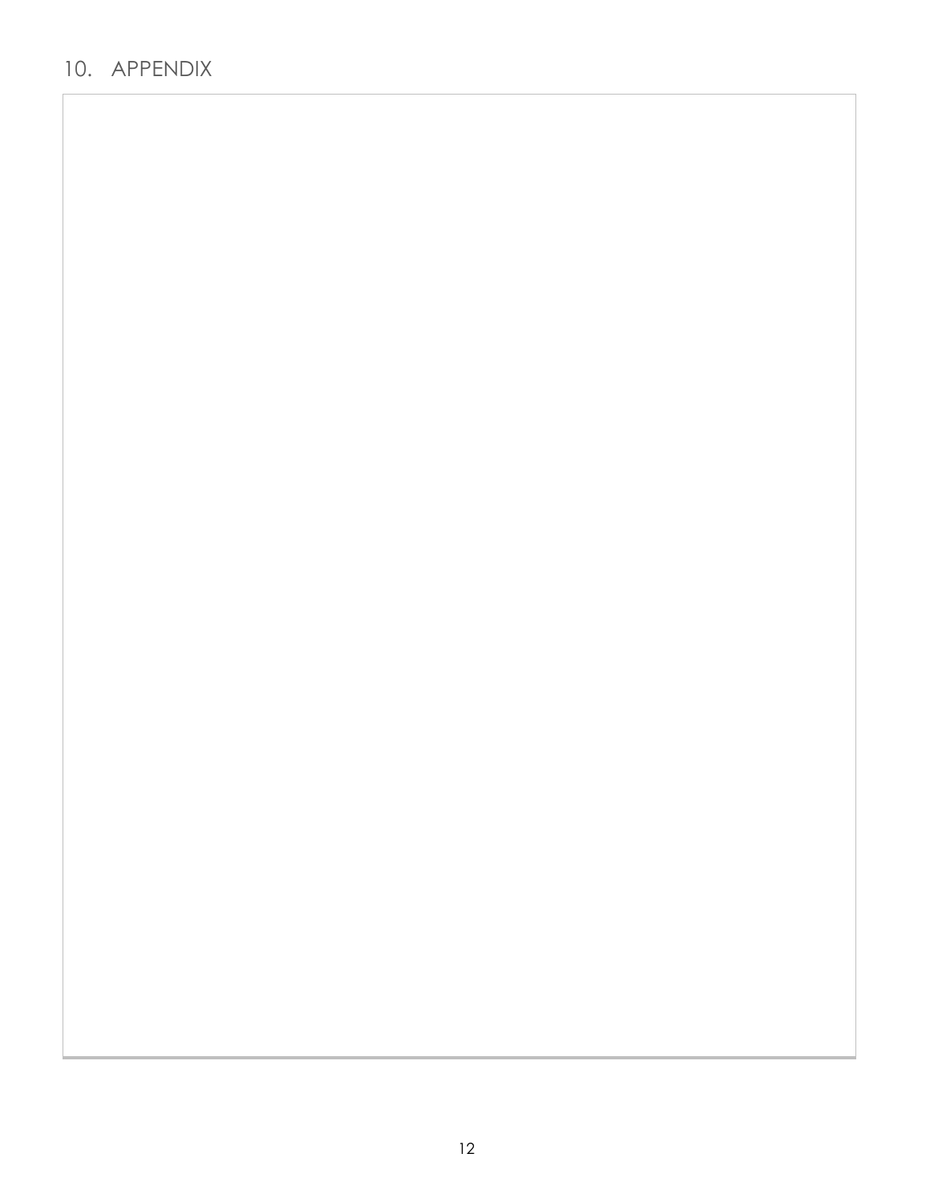## 10. APPENDIX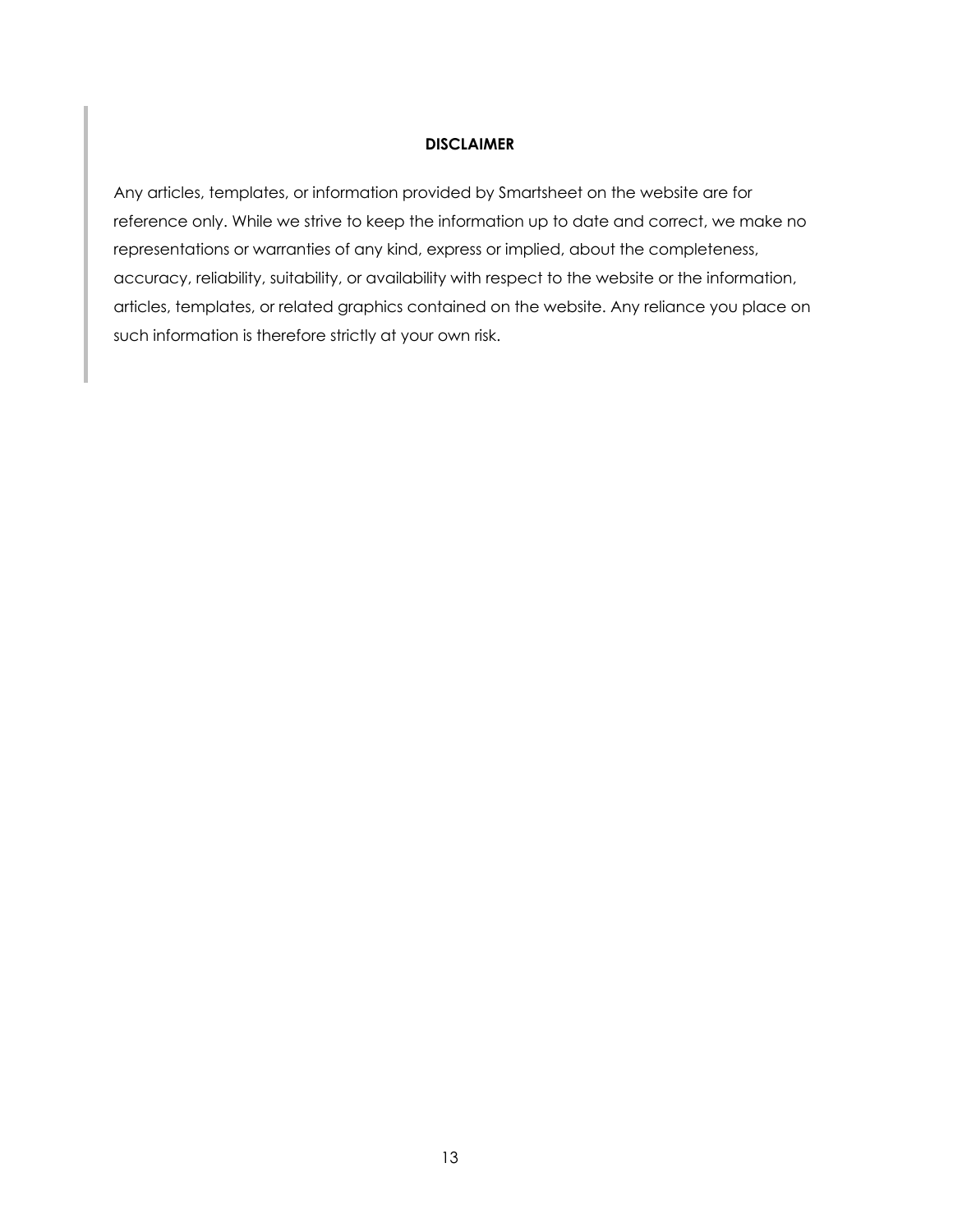**DISCLAIMER**

Any articles, templates, or information provided by Smartsheet on the website are for reference only. While we strive to keep the information up to date and correct, we make no representations or warranties of any kind, express or implied, about the completeness, accuracy, reliability, suitability, or availability with respect to the website or the information, articles, templates, or related graphics contained on the website. Any reliance you place on such information is therefore strictly at your own risk.